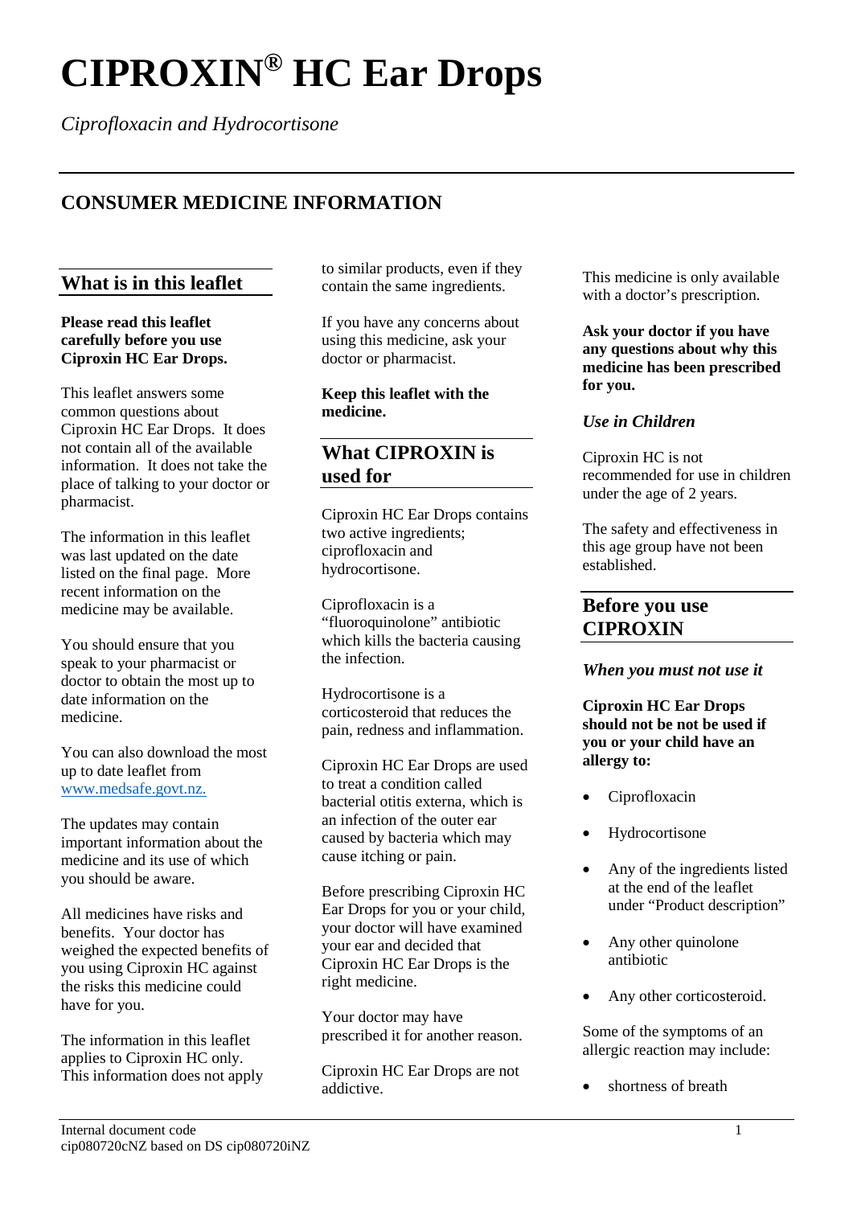# CIPROXIN® HC Ear Drops

*Ciprofloxacin and Hydrocortisone*

## CONSUMER MEDICINE INFORMATION

## What is in this leaflet

**Please read this leaflet carefully before you use Ciproxin HC Ear Drops.**

This leaflet answers some common questions about Ciproxin HC Ear Drops. It does not contain all of the available information. It does not take the place of talking to your doctor or pharmacist.

The information in this leaflet was last updated on the date listed on the final page. More recent information on the medicine may be available.

You should ensure that you speak to your pharmacist or doctor to obtain the most up to date information on the medicine.

You can also download the most up to date leaflet from www.medsafe.govt.nz.

The updates may contain important information about the medicine and its use of which you should be aware.

All medicines have risks and benefits. Your doctor has weighed the expected benefits of you using Ciproxin HC against the risks this medicine could have for you.

The information in this leaflet applies to Ciproxin HC only. This information does not apply to similar products, even if they contain the same ingredients.

If you have any concerns about using this medicine, ask your doctor or pharmacist.

**Keep this leaflet with the medicine.**

## What CIPROXIN is used for

Ciproxin HC Ear Drops contains two active ingredients; ciprofloxacin and hydrocortisone.

Ciprofloxacin is a "fluoroquinolone" antibiotic which kills the bacteria causing the infection.

Hydrocortisone is a corticosteroid that reduces the pain, redness and inflammation.

Ciproxin HC Ear Drops are used to treat a condition called bacterial otitis externa, which is an infection of the outer ear caused by bacteria which may cause itching or pain.

Before prescribing Ciproxin HC Ear Drops for you or your child, your doctor will have examined your ear and decided that Ciproxin HC Ear Drops is the right medicine.

Your doctor may have prescribed it for another reason.

Ciproxin HC Ear Drops are not addictive.

This medicine is only available with a doctor's prescription.

**Ask your doctor if you have any questions about why this medicine has been prescribed for you.**

### *Use in Children*

Ciproxin HC is not recommended for use in children under the age of 2 years.

The safety and effectiveness in this age group have not been established.

## Before you use CIPROXIN

### *When you must not use it*

**Ciproxin HC Ear Drops should not be used if you or your child have an allergy to:**

- Ciprofloxacin
- Hydrocortisone
- Any of the ingredients listed at the end of the leaflet under "Product description"
- Any other quinolone antibiotic
- Any other corticosteroid.

Some of the symptoms of an allergic reaction may include:

- shortness of breath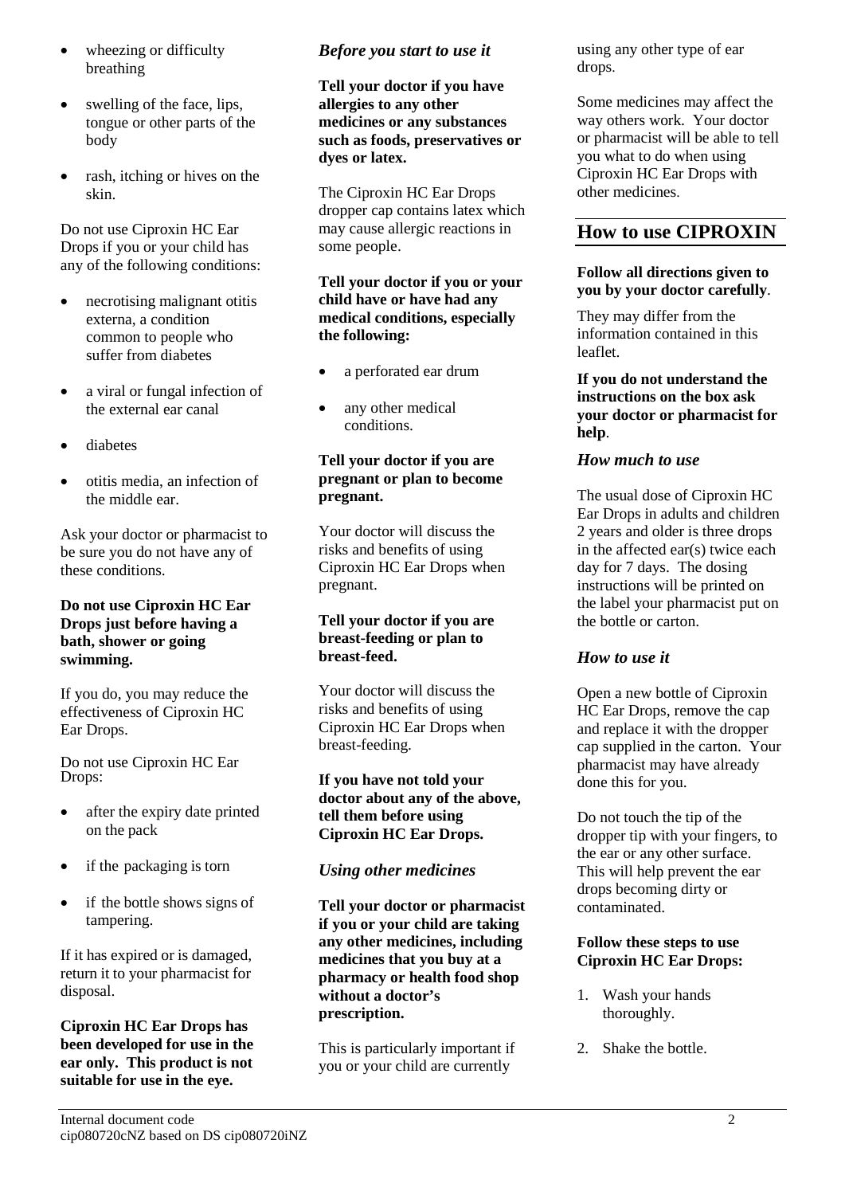- wheezing or difficulty breathing
- swelling of the face, lips, tongue or other parts of the body
- rash, itching or hives on the skin.

Do not use Ciproxin HC Ear Drops if you or your child has any of the following conditions:

- necrotising malignant otitis externa, a condition common to people who suffer from diabetes
- a viral or fungal infection of the external ear canal
- diabetes
- otitis media, an infection of the middle ear.

Ask your doctor or pharmacist to be sure you do not have any of these conditions.

**Do not use Ciproxin HC Ear Drops just before having a bath, shower or going swimming.**

If you do, you may reduce the effectiveness of Ciproxin HC Ear Drops.

Do not use Ciproxin HC Ear Drops:

- after the expiry date printed on the pack
- if the packaging is torn
- if the bottle shows signs of tampering.

If it has expired or is damaged, return it to your pharmacist for disposal.

**Ciproxin HC Ear Drops has been developed for use in the ear only. This product is not suitable for use in the eye.**

### *Before you start to use it*

**Tell your doctor if you have allergies to any other medicines or any substances such as foods, preservatives or dyes or latex.**

The Ciproxin HC Ear Drops dropper cap contains latex which may cause allergic reactions in some people.

**Tell your doctor if you or your child have or have had any medical conditions, especially the following:**

- a perforated ear drum
- any other medical conditions.

**Tell your doctor if you are pregnant or plan to become pregnant.**

Your doctor will discuss the risks and benefits of using Ciproxin HC Ear Drops when pregnant.

**Tell your doctor if you are breast-feeding or plan to breast-feed.**

Your doctor will discuss the risks and benefits of using Ciproxin HC Ear Drops when breast-feeding.

**If you have not told your doctor about any of the above, tell them before using Ciproxin HC Ear Drops.**

### *Using other medicines*

**Tell your doctor or pharmacist if you or your child are taking any other medicines, including medicines that you buy at a pharmacy or health food shop without a doctor's prescription.**

This is particularly important if you or your child are currently using any other type of ear drops.

Some medicines may affect the way others work. Your doctor or pharmacist will be able to tell you what to do when using Ciproxin HC Ear Drops with other medicines.

## How to use CIPROXIN

**Follow all directions given to you by your doctor carefully**.

They may differ from the information contained in this leaflet.

**If you do not understand the instructions on the box ask your doctor or pharmacist for help**.

### *How much to use*

The usual dose of Ciproxin HC Ear Drops in adults and children 2 years and older is three drops in the affected ear(s) twice each day for 7 days. The dosing instructions will be printed on the label your pharmacist put on the bottle or carton.

### *How to use it*

Open a new bottle of Ciproxin HC Ear Drops, remove the cap and replace it with the dropper cap supplied in the carton. Your pharmacist may have already done this for you.

Do not touch the tip of the dropper tip with your fingers, to the ear or any other surface. This will help prevent the ear drops becoming dirty or contaminated.

**Follow these steps to use Ciproxin HC Ear Drops:**

1. Wash your hands thoroughly.
2. Shake the bottle.

Internal document code
cip080720cNZ based on DS cip080720iNZ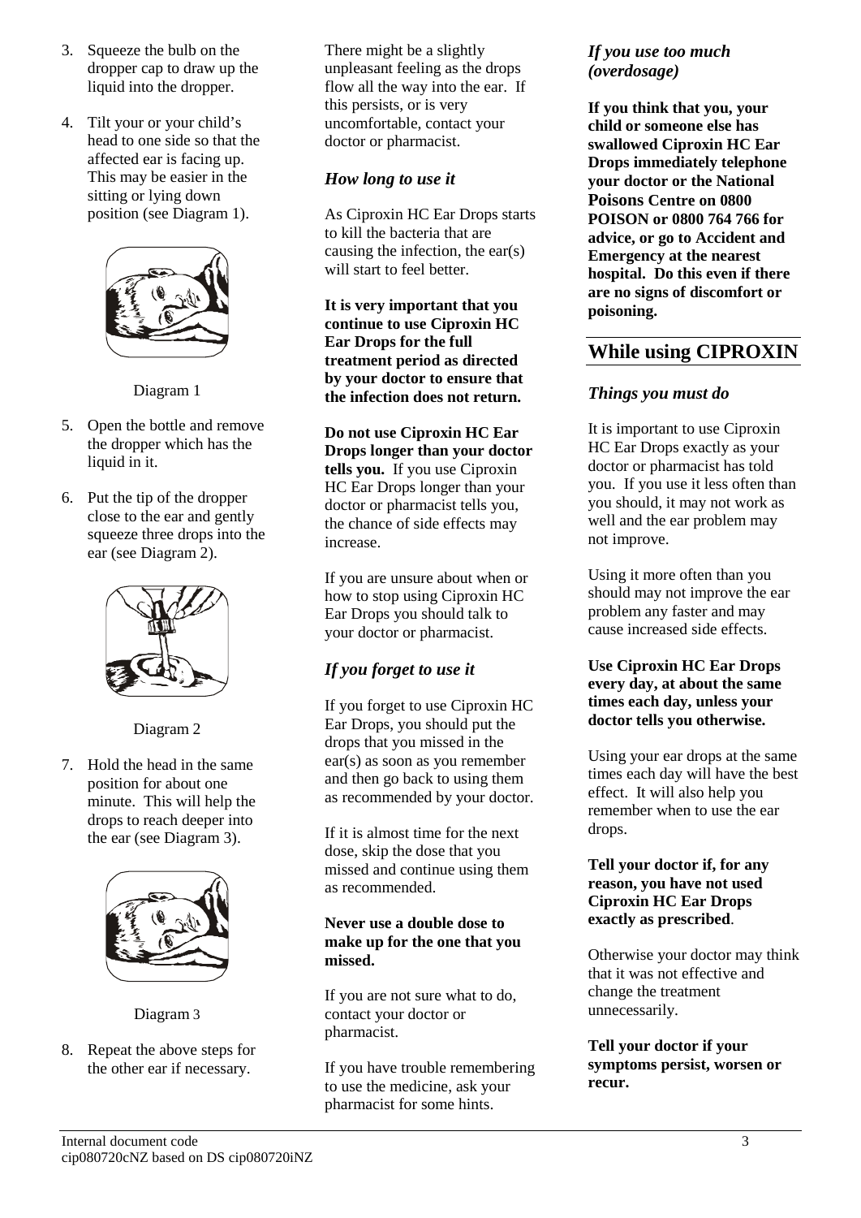3. Squeeze the bulb on the dropper cap to draw up the liquid into the dropper.
4. Tilt your or your child's head to one side so that the affected ear is facing up. This may be easier in the sitting or lying down position (see Diagram 1).

Diagram 1

5. Open the bottle and remove the dropper which has the liquid in it.
6. Put the tip of the dropper close to the ear and gently squeeze three drops into the ear (see Diagram 2).

Diagram 2

7. Hold the head in the same position for about one minute. This will help the drops to reach deeper into the ear (see Diagram 3).

Diagram 3

8. Repeat the above steps for the other ear if necessary.

There might be a slightly unpleasant feeling as the drops flow all the way into the ear. If this persists, or is very uncomfortable, contact your doctor or pharmacist.

### *How long to use it*

As Ciproxin HC Ear Drops starts to kill the bacteria that are causing the infection, the ear(s) will start to feel better.

**It is very important that you continue to use Ciproxin HC Ear Drops for the full treatment period as directed by your doctor to ensure that the infection does not return.**

**Do not use Ciproxin HC Ear Drops longer than your doctor tells you.** If you use Ciproxin HC Ear Drops longer than your doctor or pharmacist tells you, the chance of side effects may increase.

If you are unsure about when or how to stop using Ciproxin HC Ear Drops you should talk to your doctor or pharmacist.

### *If you forget to use it*

If you forget to use Ciproxin HC Ear Drops, you should put the drops that you missed in the ear(s) as soon as you remember and then go back to using them as recommended by your doctor.

If it is almost time for the next dose, skip the dose that you missed and continue using them as recommended.

**Never use a double dose to make up for the one that you missed.**

If you are not sure what to do, contact your doctor or pharmacist.

If you have trouble remembering to use the medicine, ask your pharmacist for some hints.

### *If you use too much (overdosage)*

**If you think that you, your child or someone else has swallowed Ciproxin HC Ear Drops immediately telephone your doctor or the National Poisons Centre on 0800 POISON or 0800 764 766 for advice, or go to Accident and Emergency at the nearest hospital. Do this even if there are no signs of discomfort or poisoning.**

## While using CIPROXIN

### *Things you must do*

It is important to use Ciproxin HC Ear Drops exactly as your doctor or pharmacist has told you. If you use it less often than you should, it may not work as well and the ear problem may not improve.

Using it more often than you should may not improve the ear problem any faster and may cause increased side effects.

**Use Ciproxin HC Ear Drops every day, at about the same times each day, unless your doctor tells you otherwise.**

Using your ear drops at the same times each day will have the best effect. It will also help you remember when to use the ear drops.

**Tell your doctor if, for any reason, you have not used Ciproxin HC Ear Drops exactly as prescribed**.

Otherwise your doctor may think that it was not effective and change the treatment unnecessarily.

**Tell your doctor if your symptoms persist, worsen or recur.**

Internal document code
cip080720cNZ based on DS cip080720iNZ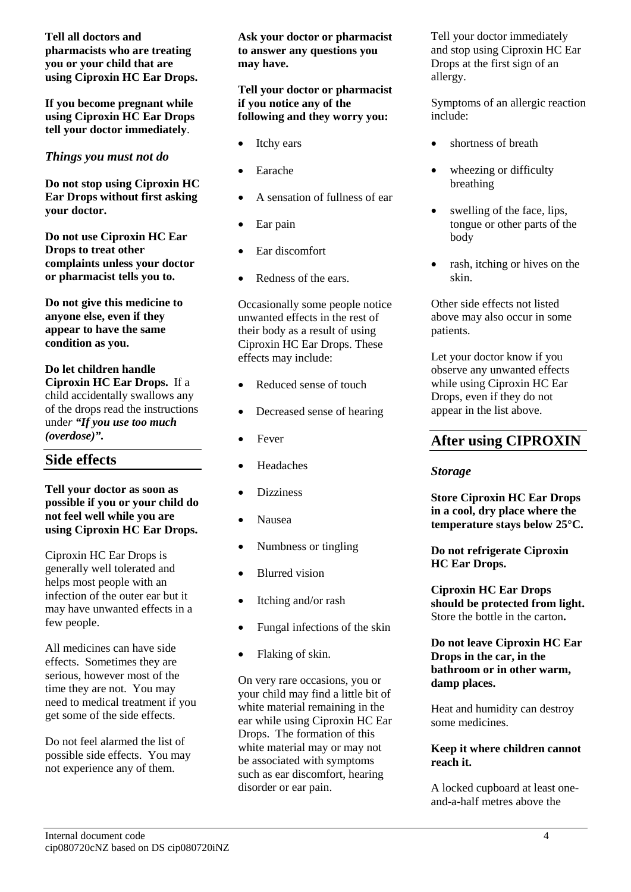**Tell all doctors and pharmacists who are treating you or your child that are using Ciproxin HC Ear Drops.**

**If you become pregnant while using Ciproxin HC Ear Drops tell your doctor immediately**.

### *Things you must not do*

**Do not stop using Ciproxin HC Ear Drops without first asking your doctor.**

**Do not use Ciproxin HC Ear Drops to treat other complaints unless your doctor or pharmacist tells you to.**

**Do not give this medicine to anyone else, even if they appear to have the same condition as you.**

**Do let children handle Ciproxin HC Ear Drops.** If a child accidentally swallows any of the drops read the instructions under ***"If you use too much (overdose)".***

## Side effects

**Tell your doctor as soon as possible if you or your child do not feel well while you are using Ciproxin HC Ear Drops.**

Ciproxin HC Ear Drops is generally well tolerated and helps most people with an infection of the outer ear but it may have unwanted effects in a few people.

All medicines can have side effects. Sometimes they are serious, however most of the time they are not. You may need to medical treatment if you get some of the side effects.

Do not feel alarmed the list of possible side effects. You may not experience any of them.

**Ask your doctor or pharmacist to answer any questions you may have.**

**Tell your doctor or pharmacist if you notice any of the following and they worry you:**

- Itchy ears
- Earache
- A sensation of fullness of ear
- Ear pain
- Ear discomfort
- Redness of the ears.

Occasionally some people notice unwanted effects in the rest of their body as a result of using Ciproxin HC Ear Drops. These effects may include:

- Reduced sense of touch
- Decreased sense of hearing
- Fever
- Headaches
- Dizziness
- Nausea
- Numbness or tingling
- Blurred vision
- Itching and/or rash
- Fungal infections of the skin
- Flaking of skin.

On very rare occasions, you or your child may find a little bit of white material remaining in the ear while using Ciproxin HC Ear Drops. The formation of this white material may or may not be associated with symptoms such as ear discomfort, hearing disorder or ear pain.

Tell your doctor immediately and stop using Ciproxin HC Ear Drops at the first sign of an allergy.

Symptoms of an allergic reaction include:

- shortness of breath
- wheezing or difficulty breathing
- swelling of the face, lips, tongue or other parts of the body
- rash, itching or hives on the skin.

Other side effects not listed above may also occur in some patients.

Let your doctor know if you observe any unwanted effects while using Ciproxin HC Ear Drops, even if they do not appear in the list above.

## After using CIPROXIN

### *Storage*

**Store Ciproxin HC Ear Drops in a cool, dry place where the temperature stays below 25°C.**

**Do not refrigerate Ciproxin HC Ear Drops.**

**Ciproxin HC Ear Drops should be protected from light.** Store the bottle in the carton**.**

**Do not leave Ciproxin HC Ear Drops in the car, in the bathroom or in other warm, damp places.**

Heat and humidity can destroy some medicines.

**Keep it where children cannot reach it.**

A locked cupboard at least one-and-a-half metres above the

Internal document code
cip080720cNZ based on DS cip080720iNZ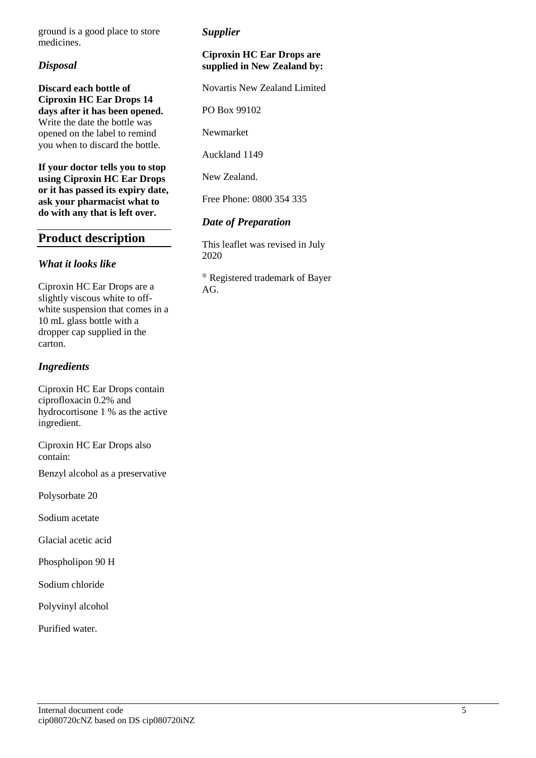ground is a good place to store medicines.

### *Disposal*

**Discard each bottle of Ciproxin HC Ear Drops 14 days after it has been opened.** Write the date the bottle was opened on the label to remind you when to discard the bottle.

**If your doctor tells you to stop using Ciproxin HC Ear Drops or it has passed its expiry date, ask your pharmacist what to do with any that is left over.**

## Product description

### *What it looks like*

Ciproxin HC Ear Drops are a slightly viscous white to off-white suspension that comes in a 10 mL glass bottle with a dropper cap supplied in the carton.

### *Ingredients*

Ciproxin HC Ear Drops contain ciprofloxacin 0.2% and hydrocortisone 1 % as the active ingredient.

Ciproxin HC Ear Drops also contain:

Benzyl alcohol as a preservative

Polysorbate 20

Sodium acetate

Glacial acetic acid

Phospholipon 90 H

Sodium chloride

Polyvinyl alcohol

Purified water.

### *Supplier*

**Ciproxin HC Ear Drops are supplied in New Zealand by:**

Novartis New Zealand Limited

PO Box 99102

Newmarket

Auckland 1149

New Zealand.

Free Phone: 0800 354 335

### *Date of Preparation*

This leaflet was revised in July 2020

® Registered trademark of Bayer AG.

Internal document code
cip080720cNZ based on DS cip080720iNZ